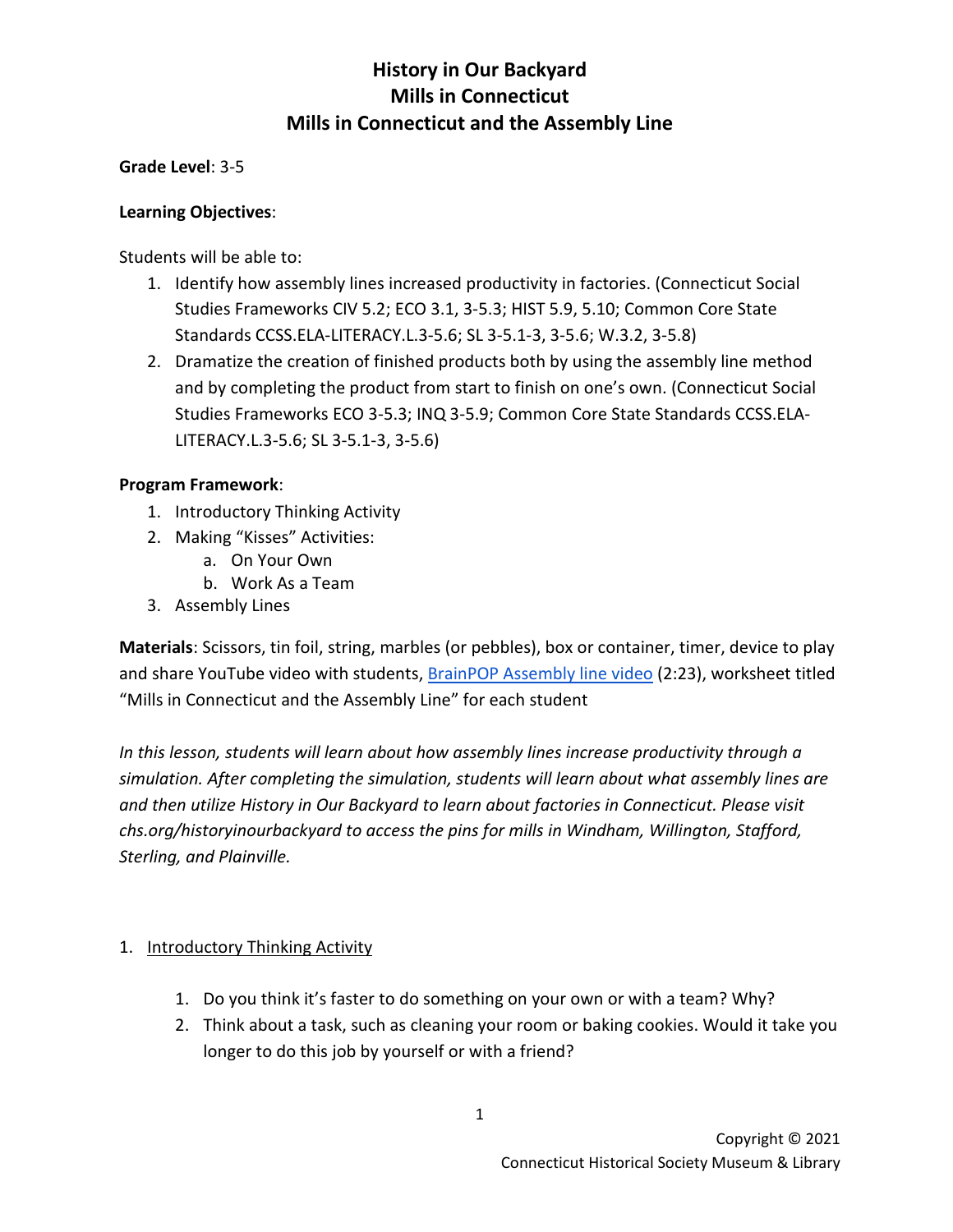# History in Our Backyard
## Mills in Connecticut
## Mills in Connecticut and the Assembly Line

**Grade Level**: 3-5

**Learning Objectives**:

Students will be able to:

1. Identify how assembly lines increased productivity in factories. (Connecticut Social Studies Frameworks CIV 5.2; ECO 3.1, 3-5.3; HIST 5.9, 5.10; Common Core State Standards CCSS.ELA-LITERACY.L.3-5.6; SL 3-5.1-3, 3-5.6; W.3.2, 3-5.8)
2. Dramatize the creation of finished products both by using the assembly line method and by completing the product from start to finish on one's own. (Connecticut Social Studies Frameworks ECO 3-5.3; INQ 3-5.9; Common Core State Standards CCSS.ELA-LITERACY.L.3-5.6; SL 3-5.1-3, 3-5.6)

**Program Framework**:

1. Introductory Thinking Activity
2. Making "Kisses" Activities:
   a. On Your Own
   b. Work As a Team
3. Assembly Lines

**Materials**: Scissors, tin foil, string, marbles (or pebbles), box or container, timer, device to play and share YouTube video with students, BrainPOP Assembly line video (2:23), worksheet titled "Mills in Connecticut and the Assembly Line" for each student

*In this lesson, students will learn about how assembly lines increase productivity through a simulation. After completing the simulation, students will learn about what assembly lines are and then utilize History in Our Backyard to learn about factories in Connecticut. Please visit chs.org/historyinourbackyard to access the pins for mills in Windham, Willington, Stafford, Sterling, and Plainville.*

1. Introductory Thinking Activity

   1. Do you think it's faster to do something on your own or with a team? Why?
   2. Think about a task, such as cleaning your room or baking cookies. Would it take you longer to do this job by yourself or with a friend?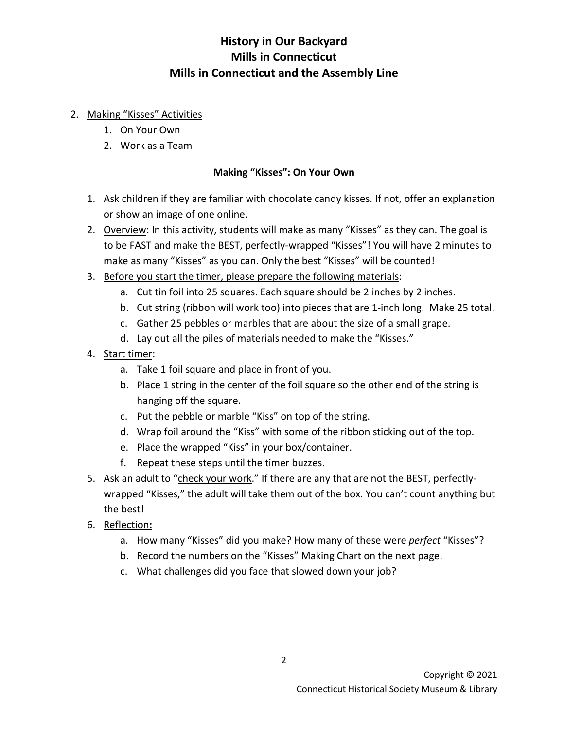# History in Our Backyard
## Mills in Connecticut
## Mills in Connecticut and the Assembly Line

2. <u>Making "Kisses" Activities</u>
    1. On Your Own
    2. Work as a Team

### Making "Kisses": On Your Own

1. Ask children if they are familiar with chocolate candy kisses. If not, offer an explanation or show an image of one online.
2. <u>Overview</u>: In this activity, students will make as many "Kisses" as they can. The goal is to be FAST and make the BEST, perfectly-wrapped "Kisses"! You will have 2 minutes to make as many "Kisses" as you can. Only the best "Kisses" will be counted!
3. <u>Before you start the timer, please prepare the following materials</u>:
    a. Cut tin foil into 25 squares. Each square should be 2 inches by 2 inches.
    b. Cut string (ribbon will work too) into pieces that are 1-inch long. Make 25 total.
    c. Gather 25 pebbles or marbles that are about the size of a small grape.
    d. Lay out all the piles of materials needed to make the "Kisses."
4. <u>Start timer</u>:
    a. Take 1 foil square and place in front of you.
    b. Place 1 string in the center of the foil square so the other end of the string is hanging off the square.
    c. Put the pebble or marble "Kiss" on top of the string.
    d. Wrap foil around the "Kiss" with some of the ribbon sticking out of the top.
    e. Place the wrapped "Kiss" in your box/container.
    f. Repeat these steps until the timer buzzes.
5. Ask an adult to "<u>check your work</u>." If there are any that are not the BEST, perfectly-wrapped "Kisses," the adult will take them out of the box. You can't count anything but the best!
6. <u>Reflection</u>**:**
    a. How many "Kisses" did you make? How many of these were *perfect* "Kisses"?
    b. Record the numbers on the "Kisses" Making Chart on the next page.
    c. What challenges did you face that slowed down your job?

Copyright © 2021
Connecticut Historical Society Museum & Library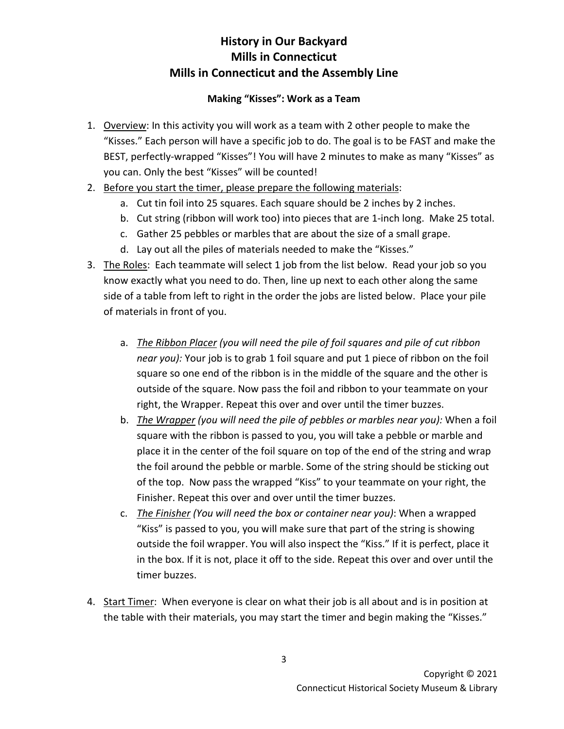# History in Our Backyard
## Mills in Connecticut
## Mills in Connecticut and the Assembly Line

### Making "Kisses": Work as a Team

1. <u>Overview</u>: In this activity you will work as a team with 2 other people to make the "Kisses." Each person will have a specific job to do. The goal is to be FAST and make the BEST, perfectly-wrapped "Kisses"! You will have 2 minutes to make as many "Kisses" as you can. Only the best "Kisses" will be counted!
2. <u>Before you start the timer, please prepare the following materials</u>:
   a. Cut tin foil into 25 squares. Each square should be 2 inches by 2 inches.
   b. Cut string (ribbon will work too) into pieces that are 1-inch long. Make 25 total.
   c. Gather 25 pebbles or marbles that are about the size of a small grape.
   d. Lay out all the piles of materials needed to make the "Kisses."
3. <u>The Roles</u>: Each teammate will select 1 job from the list below. Read your job so you know exactly what you need to do. Then, line up next to each other along the same side of a table from left to right in the order the jobs are listed below. Place your pile of materials in front of you.

   a. *<u>The Ribbon Placer</u> (you will need the pile of foil squares and pile of cut ribbon near you):* Your job is to grab 1 foil square and put 1 piece of ribbon on the foil square so one end of the ribbon is in the middle of the square and the other is outside of the square. Now pass the foil and ribbon to your teammate on your right, the Wrapper. Repeat this over and over until the timer buzzes.
   b. *<u>The Wrapper</u> (you will need the pile of pebbles or marbles near you):* When a foil square with the ribbon is passed to you, you will take a pebble or marble and place it in the center of the foil square on top of the end of the string and wrap the foil around the pebble or marble. Some of the string should be sticking out of the top. Now pass the wrapped "Kiss" to your teammate on your right, the Finisher. Repeat this over and over until the timer buzzes.
   c. *<u>The Finisher</u> (You will need the box or container near you)*: When a wrapped "Kiss" is passed to you, you will make sure that part of the string is showing outside the foil wrapper. You will also inspect the "Kiss." If it is perfect, place it in the box. If it is not, place it off to the side. Repeat this over and over until the timer buzzes.

4. <u>Start Timer</u>: When everyone is clear on what their job is all about and is in position at the table with their materials, you may start the timer and begin making the "Kisses."

Copyright © 2021
Connecticut Historical Society Museum & Library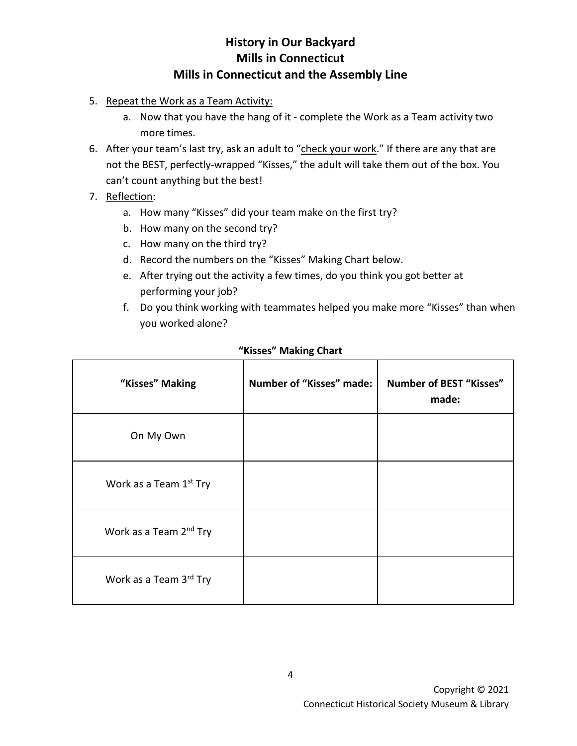# History in Our Backyard
## Mills in Connecticut
## Mills in Connecticut and the Assembly Line

5. Repeat the Work as a Team Activity:
   a. Now that you have the hang of it - complete the Work as a Team activity two more times.
6. After your team's last try, ask an adult to "check your work." If there are any that are not the BEST, perfectly-wrapped "Kisses," the adult will take them out of the box. You can't count anything but the best!
7. Reflection:
   a. How many "Kisses" did your team make on the first try?
   b. How many on the second try?
   c. How many on the third try?
   d. Record the numbers on the "Kisses" Making Chart below.
   e. After trying out the activity a few times, do you think you got better at performing your job?
   f. Do you think working with teammates helped you make more "Kisses" than when you worked alone?

**"Kisses" Making Chart**

| "Kisses" Making | Number of "Kisses" made: | Number of BEST "Kisses" made: |
|---|---|---|
| On My Own | | |
| Work as a Team 1st Try | | |
| Work as a Team 2nd Try | | |
| Work as a Team 3rd Try | | |

Copyright © 2021
Connecticut Historical Society Museum & Library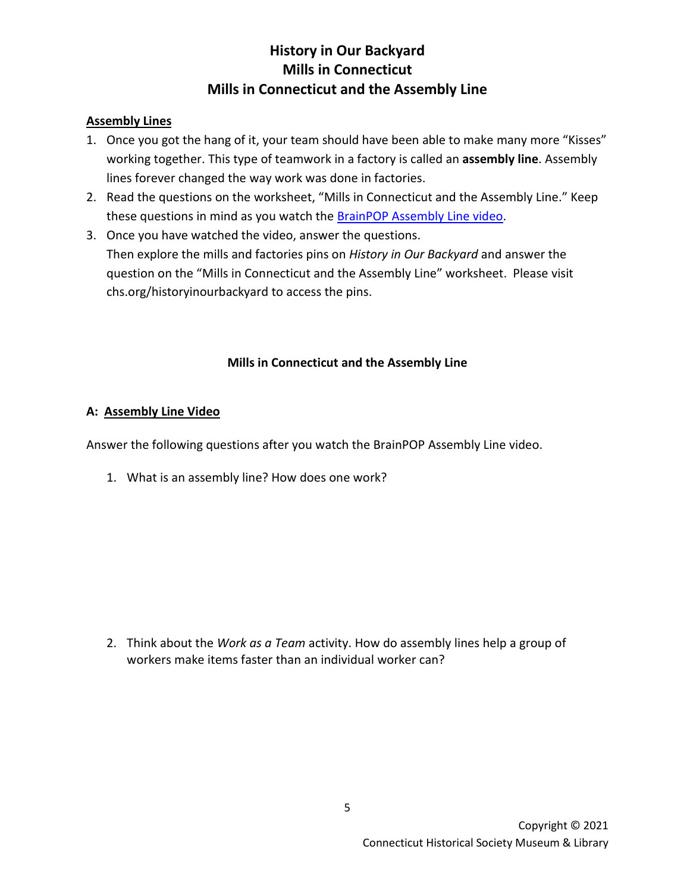# History in Our Backyard
# Mills in Connecticut
# Mills in Connecticut and the Assembly Line

**Assembly Lines**

1. Once you got the hang of it, your team should have been able to make many more "Kisses" working together. This type of teamwork in a factory is called an **assembly line**. Assembly lines forever changed the way work was done in factories.
2. Read the questions on the worksheet, "Mills in Connecticut and the Assembly Line." Keep these questions in mind as you watch the BrainPOP Assembly Line video.
3. Once you have watched the video, answer the questions.
   Then explore the mills and factories pins on *History in Our Backyard* and answer the question on the "Mills in Connecticut and the Assembly Line" worksheet. Please visit chs.org/historyinourbackyard to access the pins.

## Mills in Connecticut and the Assembly Line

**A: Assembly Line Video**

Answer the following questions after you watch the BrainPOP Assembly Line video.

1. What is an assembly line? How does one work?

2. Think about the *Work as a Team* activity. How do assembly lines help a group of workers make items faster than an individual worker can?

Copyright © 2021
Connecticut Historical Society Museum & Library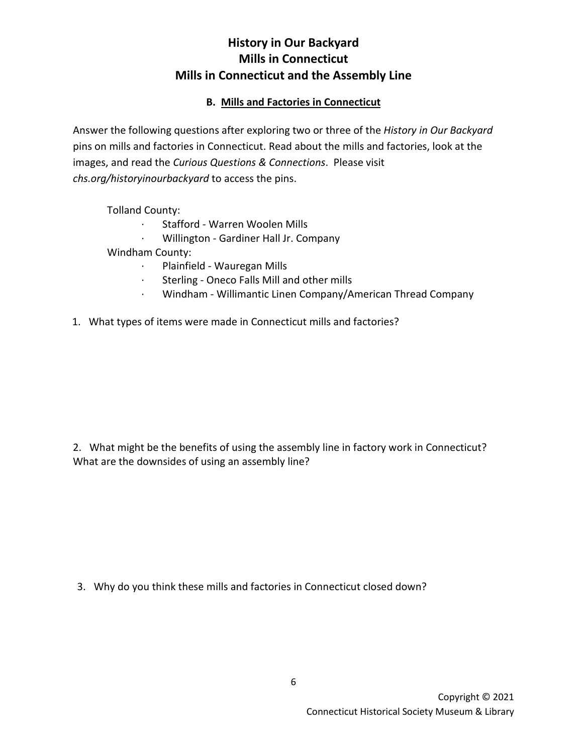# History in Our Backyard
# Mills in Connecticut
# Mills in Connecticut and the Assembly Line

## B. Mills and Factories in Connecticut

Answer the following questions after exploring two or three of the *History in Our Backyard* pins on mills and factories in Connecticut. Read about the mills and factories, look at the images, and read the *Curious Questions & Connections*. Please visit *chs.org/historyinourbackyard* to access the pins.

Tolland County:

- Stafford - Warren Woolen Mills
- Willington - Gardiner Hall Jr. Company

Windham County:

- Plainfield - Wauregan Mills
- Sterling - Oneco Falls Mill and other mills
- Windham - Willimantic Linen Company/American Thread Company

1. What types of items were made in Connecticut mills and factories?

2. What might be the benefits of using the assembly line in factory work in Connecticut? What are the downsides of using an assembly line?

3. Why do you think these mills and factories in Connecticut closed down?

Copyright © 2021
Connecticut Historical Society Museum & Library